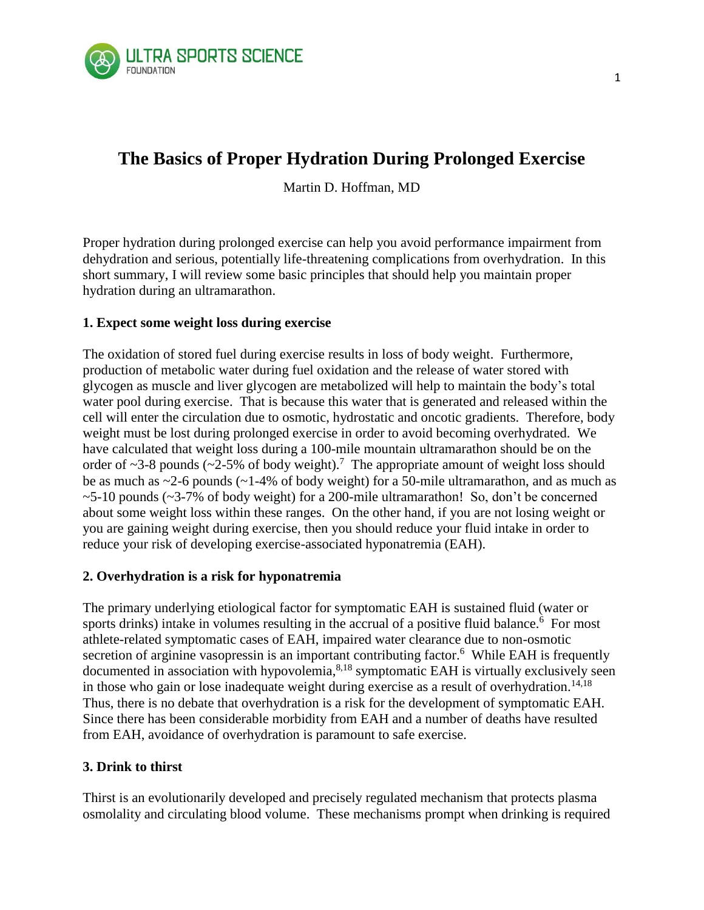# The Basics of Proper Hydration During Prolonged Exercise

Martin D. Hoffman, MD

Proper hydration during prolonged exercise can help you avoid performance impairment from dehydration and serious, potentially life-threatening complications from overhydration. In this short summary, I will review some basic principles that should help you maintain proper hydration during an ultramarathon.

**1. Expect some weight loss during exercise**

The oxidation of stored fuel during exercise results in loss of body weight. Furthermore, production of metabolic water during fuel oxidation and the release of water stored with glycogen as muscle and liver glycogen are metabolized will help to maintain the body's total water pool during exercise. That is because this water that is generated and released within the cell will enter the circulation due to osmotic, hydrostatic and oncotic gradients. Therefore, body weight must be lost during prolonged exercise in order to avoid becoming overhydrated. We have calculated that weight loss during a 100-mile mountain ultramarathon should be on the order of ~3-8 pounds (~2-5% of body weight).[7] The appropriate amount of weight loss should be as much as ~2-6 pounds (~1-4% of body weight) for a 50-mile ultramarathon, and as much as ~5-10 pounds (~3-7% of body weight) for a 200-mile ultramarathon! So, don't be concerned about some weight loss within these ranges. On the other hand, if you are not losing weight or you are gaining weight during exercise, then you should reduce your fluid intake in order to reduce your risk of developing exercise-associated hyponatremia (EAH).

**2. Overhydration is a risk for hyponatremia**

The primary underlying etiological factor for symptomatic EAH is sustained fluid (water or sports drinks) intake in volumes resulting in the accrual of a positive fluid balance.[6] For most athlete-related symptomatic cases of EAH, impaired water clearance due to non-osmotic secretion of arginine vasopressin is an important contributing factor.[6] While EAH is frequently documented in association with hypovolemia,[8,18] symptomatic EAH is virtually exclusively seen in those who gain or lose inadequate weight during exercise as a result of overhydration.[14,18] Thus, there is no debate that overhydration is a risk for the development of symptomatic EAH. Since there has been considerable morbidity from EAH and a number of deaths have resulted from EAH, avoidance of overhydration is paramount to safe exercise.

**3. Drink to thirst**

Thirst is an evolutionarily developed and precisely regulated mechanism that protects plasma osmolality and circulating blood volume. These mechanisms prompt when drinking is required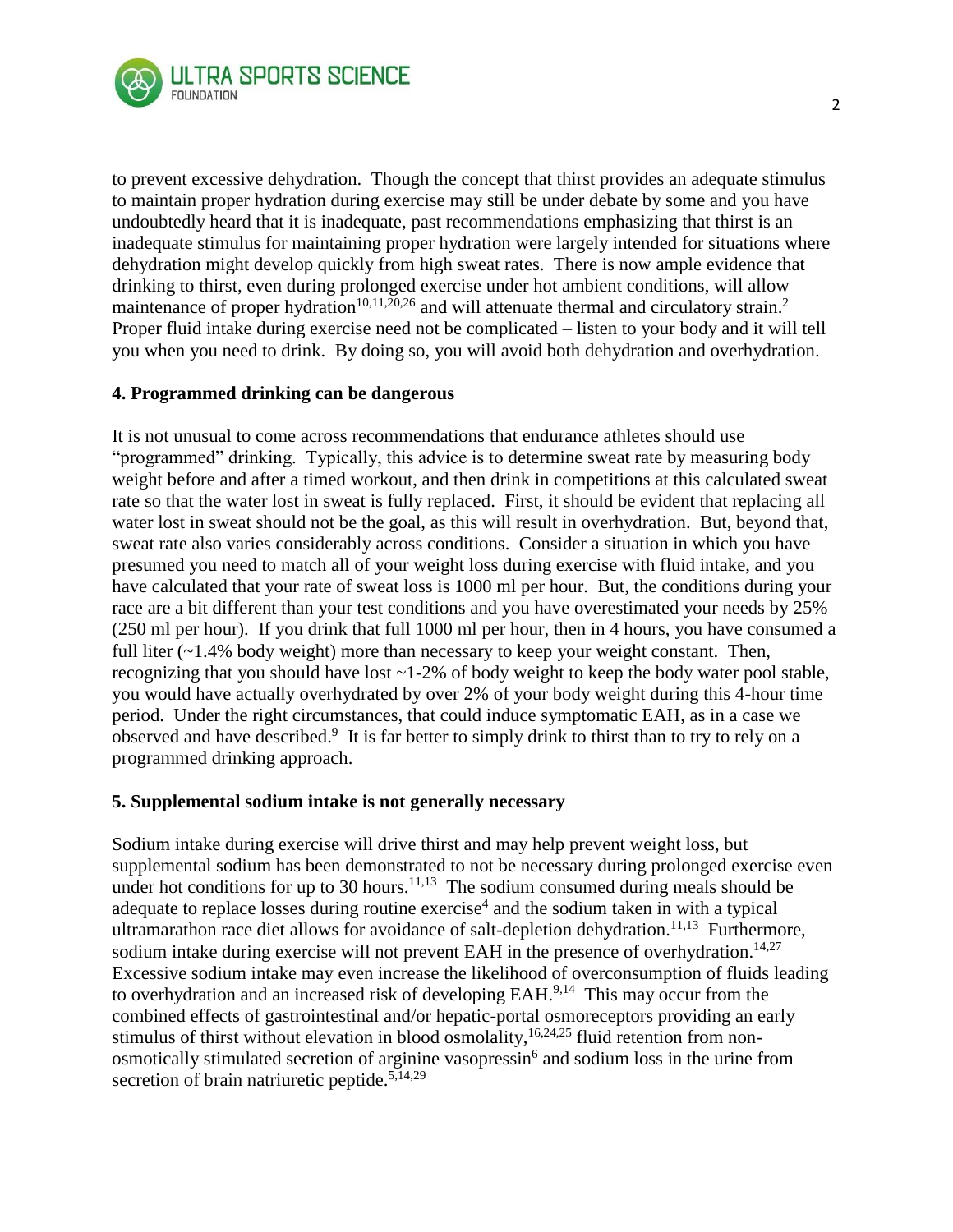to prevent excessive dehydration. Though the concept that thirst provides an adequate stimulus to maintain proper hydration during exercise may still be under debate by some and you have undoubtedly heard that it is inadequate, past recommendations emphasizing that thirst is an inadequate stimulus for maintaining proper hydration were largely intended for situations where dehydration might develop quickly from high sweat rates. There is now ample evidence that drinking to thirst, even during prolonged exercise under hot ambient conditions, will allow maintenance of proper hydration[10,11,20,26] and will attenuate thermal and circulatory strain.[2] Proper fluid intake during exercise need not be complicated – listen to your body and it will tell you when you need to drink. By doing so, you will avoid both dehydration and overhydration.

**4. Programmed drinking can be dangerous**

It is not unusual to come across recommendations that endurance athletes should use "programmed" drinking. Typically, this advice is to determine sweat rate by measuring body weight before and after a timed workout, and then drink in competitions at this calculated sweat rate so that the water lost in sweat is fully replaced. First, it should be evident that replacing all water lost in sweat should not be the goal, as this will result in overhydration. But, beyond that, sweat rate also varies considerably across conditions. Consider a situation in which you have presumed you need to match all of your weight loss during exercise with fluid intake, and you have calculated that your rate of sweat loss is 1000 ml per hour. But, the conditions during your race are a bit different than your test conditions and you have overestimated your needs by 25% (250 ml per hour). If you drink that full 1000 ml per hour, then in 4 hours, you have consumed a full liter (~1.4% body weight) more than necessary to keep your weight constant. Then, recognizing that you should have lost ~1-2% of body weight to keep the body water pool stable, you would have actually overhydrated by over 2% of your body weight during this 4-hour time period. Under the right circumstances, that could induce symptomatic EAH, as in a case we observed and have described.[9] It is far better to simply drink to thirst than to try to rely on a programmed drinking approach.

**5. Supplemental sodium intake is not generally necessary**

Sodium intake during exercise will drive thirst and may help prevent weight loss, but supplemental sodium has been demonstrated to not be necessary during prolonged exercise even under hot conditions for up to 30 hours.[11,13] The sodium consumed during meals should be adequate to replace losses during routine exercise[4] and the sodium taken in with a typical ultramarathon race diet allows for avoidance of salt-depletion dehydration.[11,13] Furthermore, sodium intake during exercise will not prevent EAH in the presence of overhydration.[14,27] Excessive sodium intake may even increase the likelihood of overconsumption of fluids leading to overhydration and an increased risk of developing EAH.[9,14] This may occur from the combined effects of gastrointestinal and/or hepatic-portal osmoreceptors providing an early stimulus of thirst without elevation in blood osmolality,[16,24,25] fluid retention from non-osmotically stimulated secretion of arginine vasopressin[6] and sodium loss in the urine from secretion of brain natriuretic peptide.[5,14,29]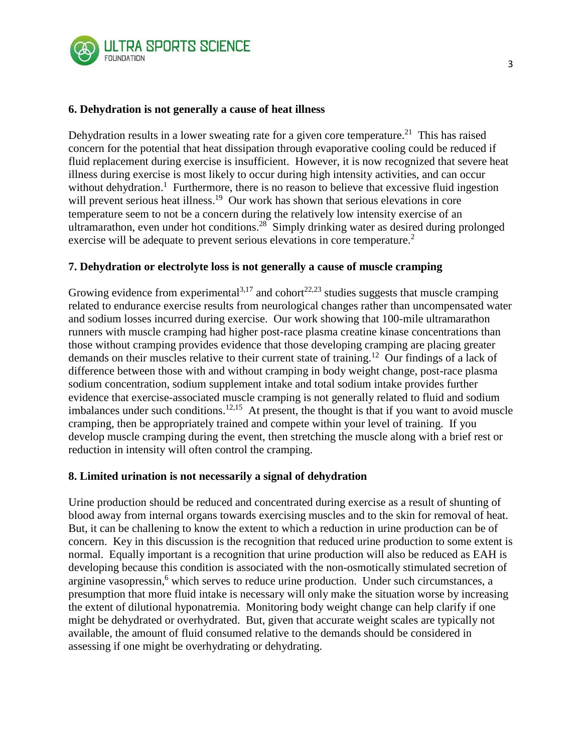### 6. Dehydration is not generally a cause of heat illness

Dehydration results in a lower sweating rate for a given core temperature.[21] This has raised concern for the potential that heat dissipation through evaporative cooling could be reduced if fluid replacement during exercise is insufficient. However, it is now recognized that severe heat illness during exercise is most likely to occur during high intensity activities, and can occur without dehydration.[1] Furthermore, there is no reason to believe that excessive fluid ingestion will prevent serious heat illness.[19] Our work has shown that serious elevations in core temperature seem to not be a concern during the relatively low intensity exercise of an ultramarathon, even under hot conditions.[28] Simply drinking water as desired during prolonged exercise will be adequate to prevent serious elevations in core temperature.[2]

### 7. Dehydration or electrolyte loss is not generally a cause of muscle cramping

Growing evidence from experimental[3,17] and cohort[22,23] studies suggests that muscle cramping related to endurance exercise results from neurological changes rather than uncompensated water and sodium losses incurred during exercise. Our work showing that 100-mile ultramarathon runners with muscle cramping had higher post-race plasma creatine kinase concentrations than those without cramping provides evidence that those developing cramping are placing greater demands on their muscles relative to their current state of training.[12] Our findings of a lack of difference between those with and without cramping in body weight change, post-race plasma sodium concentration, sodium supplement intake and total sodium intake provides further evidence that exercise-associated muscle cramping is not generally related to fluid and sodium imbalances under such conditions.[12,15] At present, the thought is that if you want to avoid muscle cramping, then be appropriately trained and compete within your level of training. If you develop muscle cramping during the event, then stretching the muscle along with a brief rest or reduction in intensity will often control the cramping.

### 8. Limited urination is not necessarily a signal of dehydration

Urine production should be reduced and concentrated during exercise as a result of shunting of blood away from internal organs towards exercising muscles and to the skin for removal of heat. But, it can be challenging to know the extent to which a reduction in urine production can be of concern. Key in this discussion is the recognition that reduced urine production to some extent is normal. Equally important is a recognition that urine production will also be reduced as EAH is developing because this condition is associated with the non-osmotically stimulated secretion of arginine vasopressin,[6] which serves to reduce urine production. Under such circumstances, a presumption that more fluid intake is necessary will only make the situation worse by increasing the extent of dilutional hyponatremia. Monitoring body weight change can help clarify if one might be dehydrated or overhydrated. But, given that accurate weight scales are typically not available, the amount of fluid consumed relative to the demands should be considered in assessing if one might be overhydrating or dehydrating.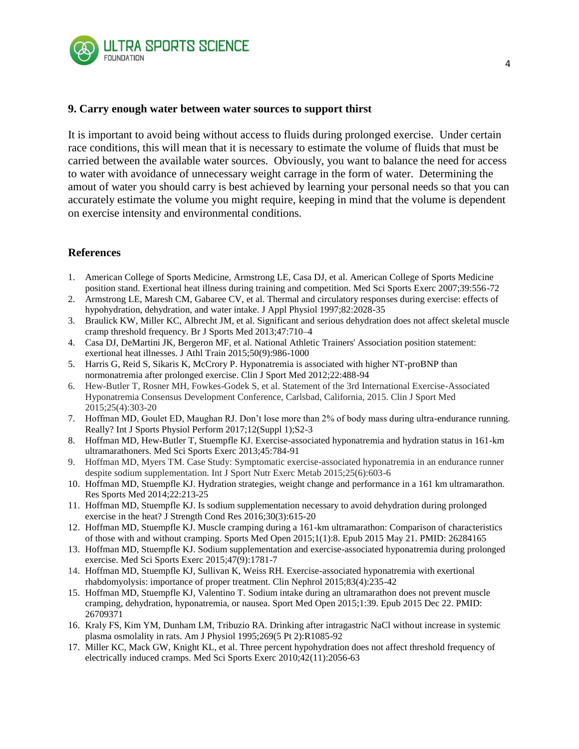### 9. Carry enough water between water sources to support thirst

It is important to avoid being without access to fluids during prolonged exercise. Under certain race conditions, this will mean that it is necessary to estimate the volume of fluids that must be carried between the available water sources. Obviously, you want to balance the need for access to water with avoidance of unnecessary weight carrage in the form of water. Determining the amout of water you should carry is best achieved by learning your personal needs so that you can accurately estimate the volume you might require, keeping in mind that the volume is dependent on exercise intensity and environmental conditions.

### References

1. American College of Sports Medicine, Armstrong LE, Casa DJ, et al. American College of Sports Medicine position stand. Exertional heat illness during training and competition. Med Sci Sports Exerc 2007;39:556-72
2. Armstrong LE, Maresh CM, Gabaree CV, et al. Thermal and circulatory responses during exercise: effects of hypohydration, dehydration, and water intake. J Appl Physiol 1997;82:2028-35
3. Braulick KW, Miller KC, Albrecht JM, et al. Significant and serious dehydration does not affect skeletal muscle cramp threshold frequency. Br J Sports Med 2013;47:710–4
4. Casa DJ, DeMartini JK, Bergeron MF, et al. National Athletic Trainers' Association position statement: exertional heat illnesses. J Athl Train 2015;50(9):986-1000
5. Harris G, Reid S, Sikaris K, McCrory P. Hyponatremia is associated with higher NT-proBNP than normonatremia after prolonged exercise. Clin J Sport Med 2012;22:488-94
6. Hew-Butler T, Rosner MH, Fowkes-Godek S, et al. Statement of the 3rd International Exercise-Associated Hyponatremia Consensus Development Conference, Carlsbad, California, 2015. Clin J Sport Med 2015;25(4):303-20
7. Hoffman MD, Goulet ED, Maughan RJ. Don't lose more than 2% of body mass during ultra-endurance running. Really? Int J Sports Physiol Perform 2017;12(Suppl 1);S2-3
8. Hoffman MD, Hew-Butler T, Stuempfle KJ. Exercise-associated hyponatremia and hydration status in 161-km ultramarathoners. Med Sci Sports Exerc 2013;45:784-91
9. Hoffman MD, Myers TM. Case Study: Symptomatic exercise-associated hyponatremia in an endurance runner despite sodium supplementation. Int J Sport Nutr Exerc Metab 2015;25(6):603-6
10. Hoffman MD, Stuempfle KJ. Hydration strategies, weight change and performance in a 161 km ultramarathon. Res Sports Med 2014;22:213-25
11. Hoffman MD, Stuempfle KJ. Is sodium supplementation necessary to avoid dehydration during prolonged exercise in the heat? J Strength Cond Res 2016;30(3):615-20
12. Hoffman MD, Stuempfle KJ. Muscle cramping during a 161-km ultramarathon: Comparison of characteristics of those with and without cramping. Sports Med Open 2015;1(1):8. Epub 2015 May 21. PMID: 26284165
13. Hoffman MD, Stuempfle KJ. Sodium supplementation and exercise-associated hyponatremia during prolonged exercise. Med Sci Sports Exerc 2015;47(9):1781-7
14. Hoffman MD, Stuempfle KJ, Sullivan K, Weiss RH. Exercise-associated hyponatremia with exertional rhabdomyolysis: importance of proper treatment. Clin Nephrol 2015;83(4):235-42
15. Hoffman MD, Stuempfle KJ, Valentino T. Sodium intake during an ultramarathon does not prevent muscle cramping, dehydration, hyponatremia, or nausea. Sport Med Open 2015;1:39. Epub 2015 Dec 22. PMID: 26709371
16. Kraly FS, Kim YM, Dunham LM, Tribuzio RA. Drinking after intragastric NaCl without increase in systemic plasma osmolality in rats. Am J Physiol 1995;269(5 Pt 2):R1085-92
17. Miller KC, Mack GW, Knight KL, et al. Three percent hypohydration does not affect threshold frequency of electrically induced cramps. Med Sci Sports Exerc 2010;42(11):2056-63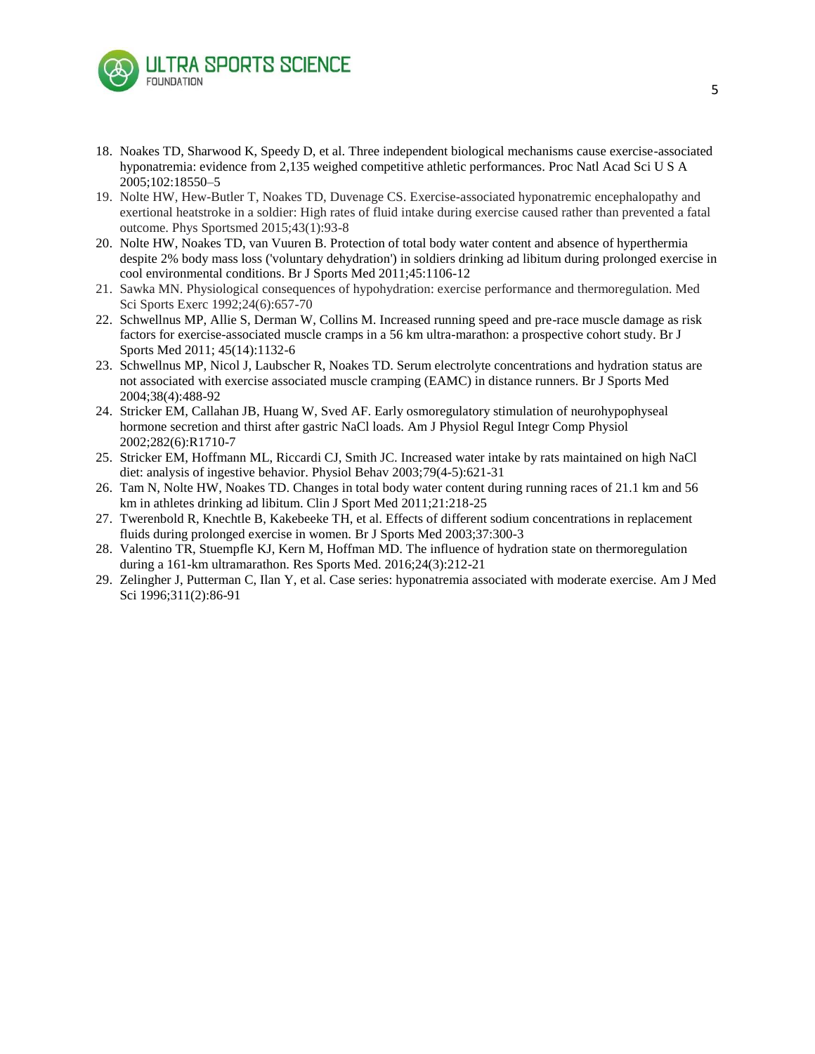18. Noakes TD, Sharwood K, Speedy D, et al. Three independent biological mechanisms cause exercise-associated hyponatremia: evidence from 2,135 weighed competitive athletic performances. Proc Natl Acad Sci U S A 2005;102:18550–5
19. Nolte HW, Hew-Butler T, Noakes TD, Duvenage CS. Exercise-associated hyponatremic encephalopathy and exertional heatstroke in a soldier: High rates of fluid intake during exercise caused rather than prevented a fatal outcome. Phys Sportsmed 2015;43(1):93-8
20. Nolte HW, Noakes TD, van Vuuren B. Protection of total body water content and absence of hyperthermia despite 2% body mass loss ('voluntary dehydration') in soldiers drinking ad libitum during prolonged exercise in cool environmental conditions. Br J Sports Med 2011;45:1106-12
21. Sawka MN. Physiological consequences of hypohydration: exercise performance and thermoregulation. Med Sci Sports Exerc 1992;24(6):657-70
22. Schwellnus MP, Allie S, Derman W, Collins M. Increased running speed and pre-race muscle damage as risk factors for exercise-associated muscle cramps in a 56 km ultra-marathon: a prospective cohort study. Br J Sports Med 2011; 45(14):1132-6
23. Schwellnus MP, Nicol J, Laubscher R, Noakes TD. Serum electrolyte concentrations and hydration status are not associated with exercise associated muscle cramping (EAMC) in distance runners. Br J Sports Med 2004;38(4):488-92
24. Stricker EM, Callahan JB, Huang W, Sved AF. Early osmoregulatory stimulation of neurohypophyseal hormone secretion and thirst after gastric NaCl loads. Am J Physiol Regul Integr Comp Physiol 2002;282(6):R1710-7
25. Stricker EM, Hoffmann ML, Riccardi CJ, Smith JC. Increased water intake by rats maintained on high NaCl diet: analysis of ingestive behavior. Physiol Behav 2003;79(4-5):621-31
26. Tam N, Nolte HW, Noakes TD. Changes in total body water content during running races of 21.1 km and 56 km in athletes drinking ad libitum. Clin J Sport Med 2011;21:218-25
27. Twerenbold R, Knechtle B, Kakebeeke TH, et al. Effects of different sodium concentrations in replacement fluids during prolonged exercise in women. Br J Sports Med 2003;37:300-3
28. Valentino TR, Stuempfle KJ, Kern M, Hoffman MD. The influence of hydration state on thermoregulation during a 161-km ultramarathon. Res Sports Med. 2016;24(3):212-21
29. Zelingher J, Putterman C, Ilan Y, et al. Case series: hyponatremia associated with moderate exercise. Am J Med Sci 1996;311(2):86-91